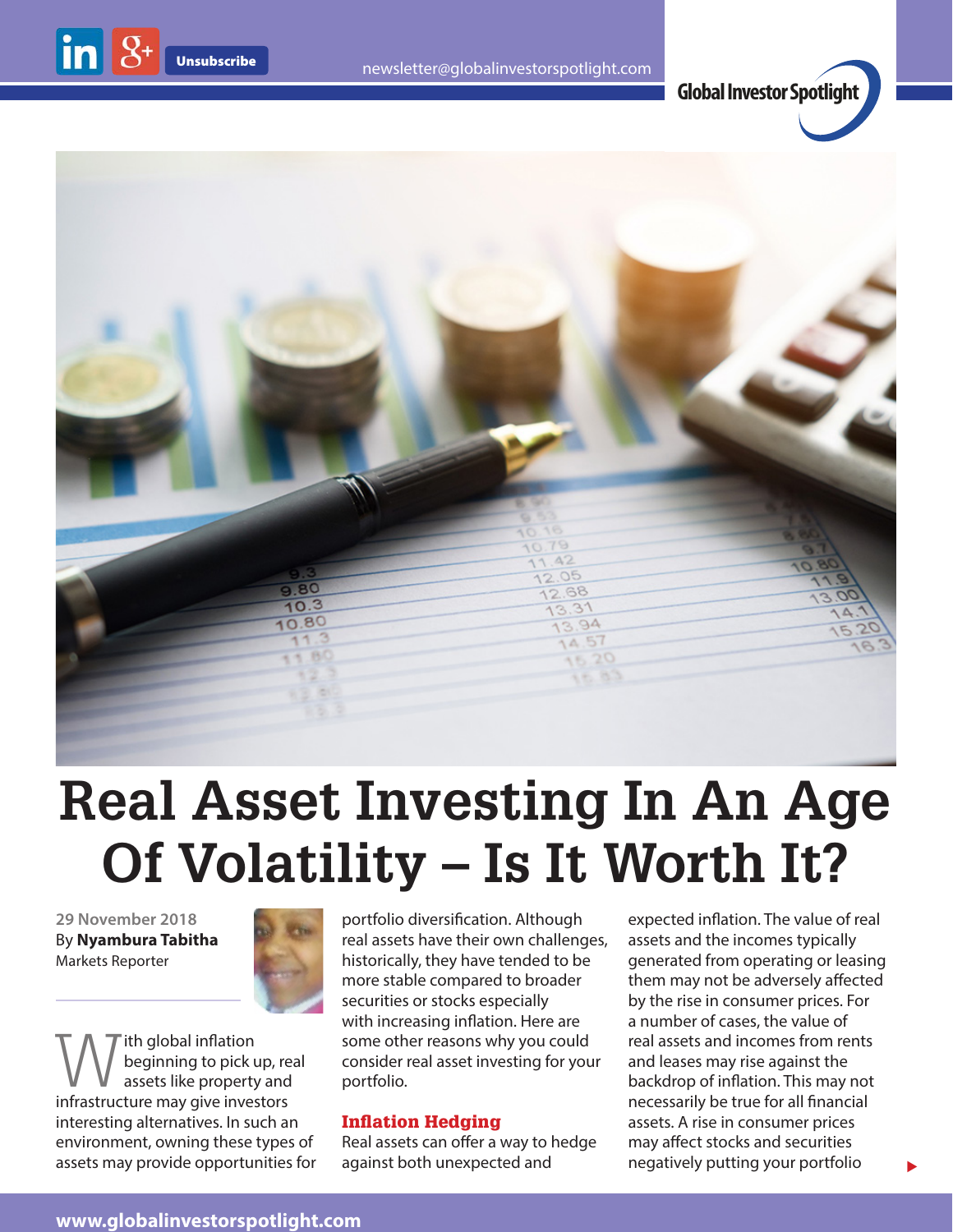# Real Asset Investing In An Age Of Volatility – Is It Worth It?

29 November 2018
By **Nyambura Tabitha**
Markets Reporter

With global inflation beginning to pick up, real assets like property and infrastructure may give investors interesting alternatives. In such an environment, owning these types of assets may provide opportunities for portfolio diversification. Although real assets have their own challenges, historically, they have tended to be more stable compared to broader securities or stocks especially with increasing inflation. Here are some other reasons why you could consider real asset investing for your portfolio.

## Inflation Hedging

Real assets can offer a way to hedge against both unexpected and expected inflation. The value of real assets and the incomes typically generated from operating or leasing them may not be adversely affected by the rise in consumer prices. For a number of cases, the value of real assets and incomes from rents and leases may rise against the backdrop of inflation. This may not necessarily be true for all financial assets. A rise in consumer prices may affect stocks and securities negatively putting your portfolio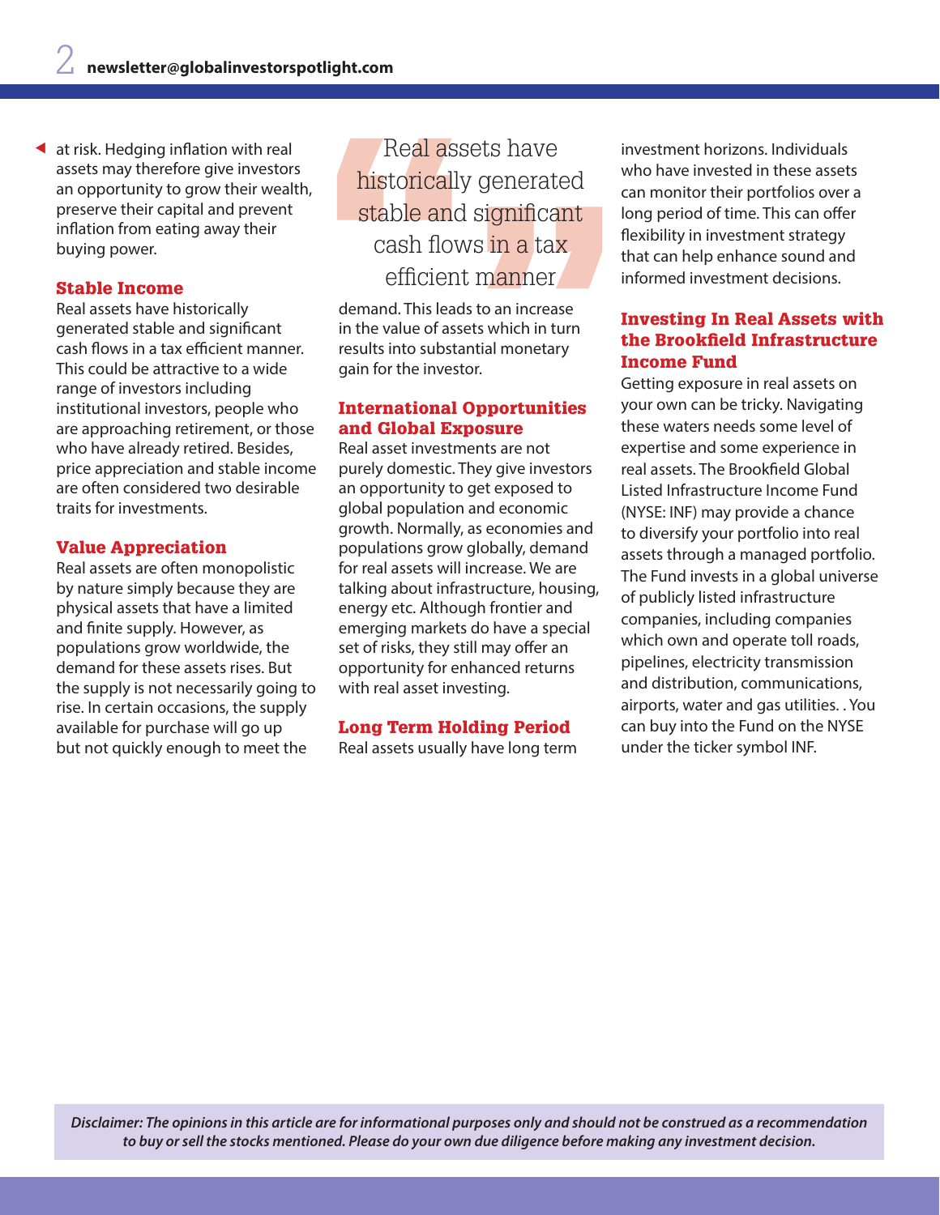at risk. Hedging inflation with real assets may therefore give investors an opportunity to grow their wealth, preserve their capital and prevent inflation from eating away their buying power.

### Stable Income

Real assets have historically generated stable and significant cash flows in a tax efficient manner. This could be attractive to a wide range of investors including institutional investors, people who are approaching retirement, or those who have already retired. Besides, price appreciation and stable income are often considered two desirable traits for investments.

### Value Appreciation

Real assets are often monopolistic by nature simply because they are physical assets that have a limited and finite supply. However, as populations grow worldwide, the demand for these assets rises. But the supply is not necessarily going to rise. In certain occasions, the supply available for purchase will go up but not quickly enough to meet the demand. This leads to an increase in the value of assets which in turn results into substantial monetary gain for the investor.

> Real assets have historically generated stable and significant cash flows in a tax efficient manner

### International Opportunities and Global Exposure

Real asset investments are not purely domestic. They give investors an opportunity to get exposed to global population and economic growth. Normally, as economies and populations grow globally, demand for real assets will increase. We are talking about infrastructure, housing, energy etc. Although frontier and emerging markets do have a special set of risks, they still may offer an opportunity for enhanced returns with real asset investing.

### Long Term Holding Period

Real assets usually have long term investment horizons. Individuals who have invested in these assets can monitor their portfolios over a long period of time. This can offer flexibility in investment strategy that can help enhance sound and informed investment decisions.

### Investing In Real Assets with the Brookfield Infrastructure Income Fund

Getting exposure in real assets on your own can be tricky. Navigating these waters needs some level of expertise and some experience in real assets. The Brookfield Global Listed Infrastructure Income Fund (NYSE: INF) may provide a chance to diversify your portfolio into real assets through a managed portfolio. The Fund invests in a global universe of publicly listed infrastructure companies, including companies which own and operate toll roads, pipelines, electricity transmission and distribution, communications, airports, water and gas utilities. . You can buy into the Fund on the NYSE under the ticker symbol INF.

***Disclaimer: The opinions in this article are for informational purposes only and should not be construed as a recommendation to buy or sell the stocks mentioned. Please do your own due diligence before making any investment decision.***